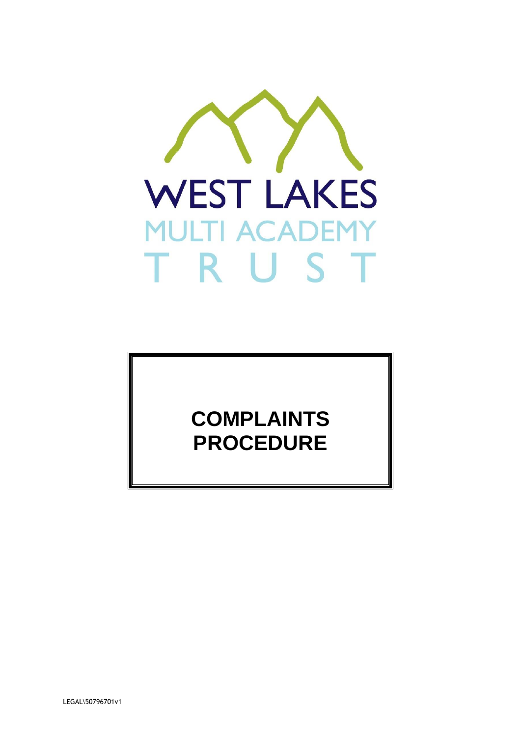WEST LAKES

MULTI ACADEMY

TRUST

# COMPLAINTS PROCEDURE

LEGAL\50796701v1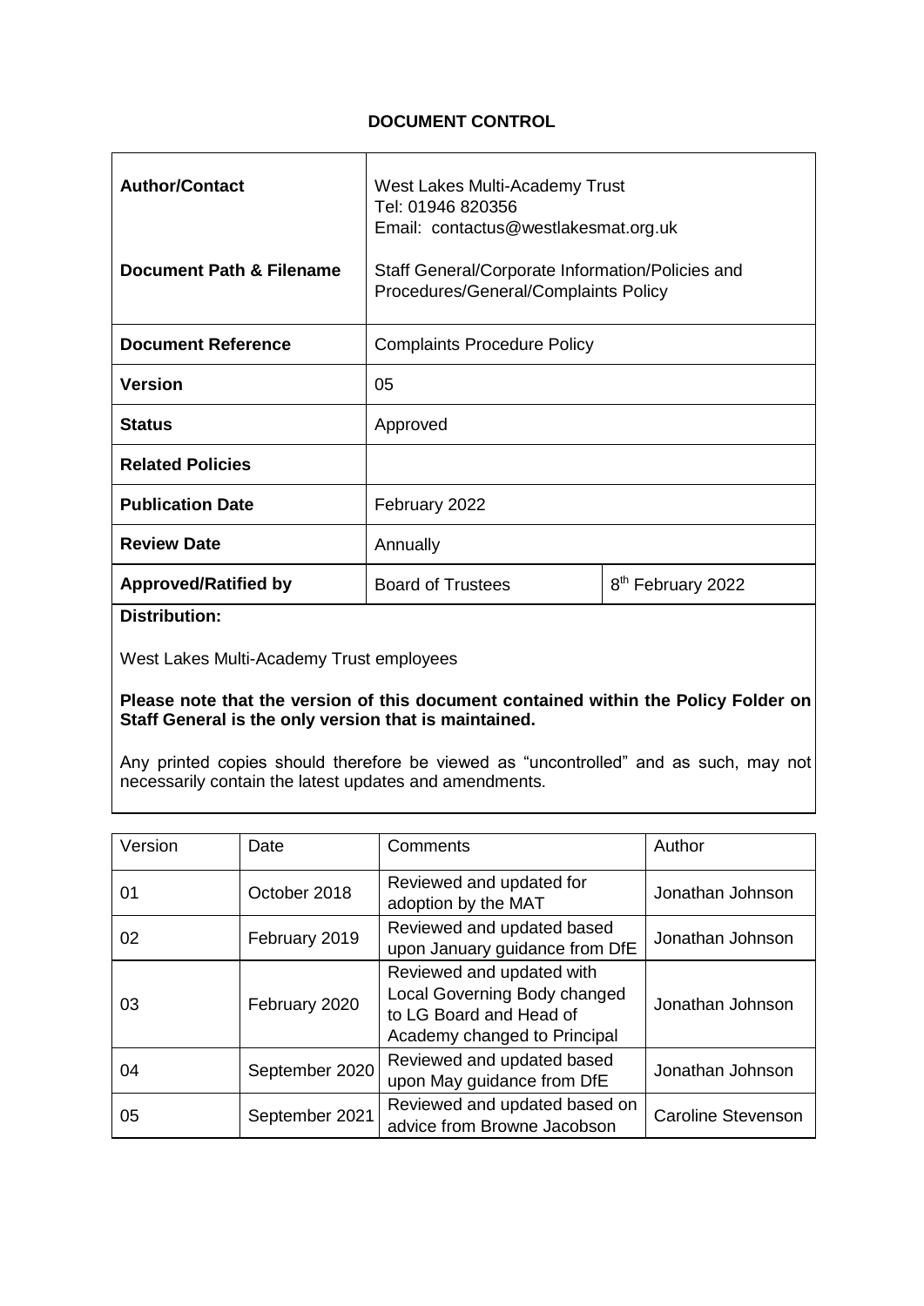**DOCUMENT CONTROL**

| | | |
|---|---|---|
| **Author/Contact** | West Lakes Multi-Academy Trust<br>Tel: 01946 820356<br>Email: contactus@westlakesmat.org.uk | |
| **Document Path & Filename** | Staff General/Corporate Information/Policies and Procedures/General/Complaints Policy | |
| **Document Reference** | Complaints Procedure Policy | |
| **Version** | 05 | |
| **Status** | Approved | |
| **Related Policies** | | |
| **Publication Date** | February 2022 | |
| **Review Date** | Annually | |
| **Approved/Ratified by** | Board of Trustees | 8th February 2022 |

**Distribution:**

West Lakes Multi-Academy Trust employees

**Please note that the version of this document contained within the Policy Folder on Staff General is the only version that is maintained.**

Any printed copies should therefore be viewed as "uncontrolled" and as such, may not necessarily contain the latest updates and amendments.

| Version | Date | Comments | Author |
|---|---|---|---|
| 01 | October 2018 | Reviewed and updated for adoption by the MAT | Jonathan Johnson |
| 02 | February 2019 | Reviewed and updated based upon January guidance from DfE | Jonathan Johnson |
| 03 | February 2020 | Reviewed and updated with Local Governing Body changed to LG Board and Head of Academy changed to Principal | Jonathan Johnson |
| 04 | September 2020 | Reviewed and updated based upon May guidance from DfE | Jonathan Johnson |
| 05 | September 2021 | Reviewed and updated based on advice from Browne Jacobson | Caroline Stevenson |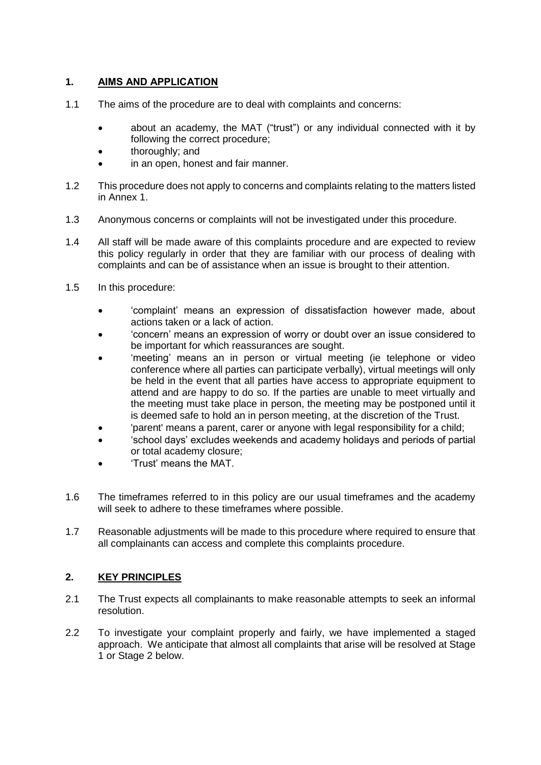## 1. AIMS AND APPLICATION

1.1 The aims of the procedure are to deal with complaints and concerns:

- about an academy, the MAT ("trust") or any individual connected with it by following the correct procedure;
- thoroughly; and
- in an open, honest and fair manner.

1.2 This procedure does not apply to concerns and complaints relating to the matters listed in Annex 1.

1.3 Anonymous concerns or complaints will not be investigated under this procedure.

1.4 All staff will be made aware of this complaints procedure and are expected to review this policy regularly in order that they are familiar with our process of dealing with complaints and can be of assistance when an issue is brought to their attention.

1.5 In this procedure:

- 'complaint' means an expression of dissatisfaction however made, about actions taken or a lack of action.
- 'concern' means an expression of worry or doubt over an issue considered to be important for which reassurances are sought.
- 'meeting' means an in person or virtual meeting (ie telephone or video conference where all parties can participate verbally), virtual meetings will only be held in the event that all parties have access to appropriate equipment to attend and are happy to do so. If the parties are unable to meet virtually and the meeting must take place in person, the meeting may be postponed until it is deemed safe to hold an in person meeting, at the discretion of the Trust.
- 'parent' means a parent, carer or anyone with legal responsibility for a child;
- 'school days' excludes weekends and academy holidays and periods of partial or total academy closure;
- 'Trust' means the MAT.

1.6 The timeframes referred to in this policy are our usual timeframes and the academy will seek to adhere to these timeframes where possible.

1.7 Reasonable adjustments will be made to this procedure where required to ensure that all complainants can access and complete this complaints procedure.

## 2. KEY PRINCIPLES

2.1 The Trust expects all complainants to make reasonable attempts to seek an informal resolution.

2.2 To investigate your complaint properly and fairly, we have implemented a staged approach. We anticipate that almost all complaints that arise will be resolved at Stage 1 or Stage 2 below.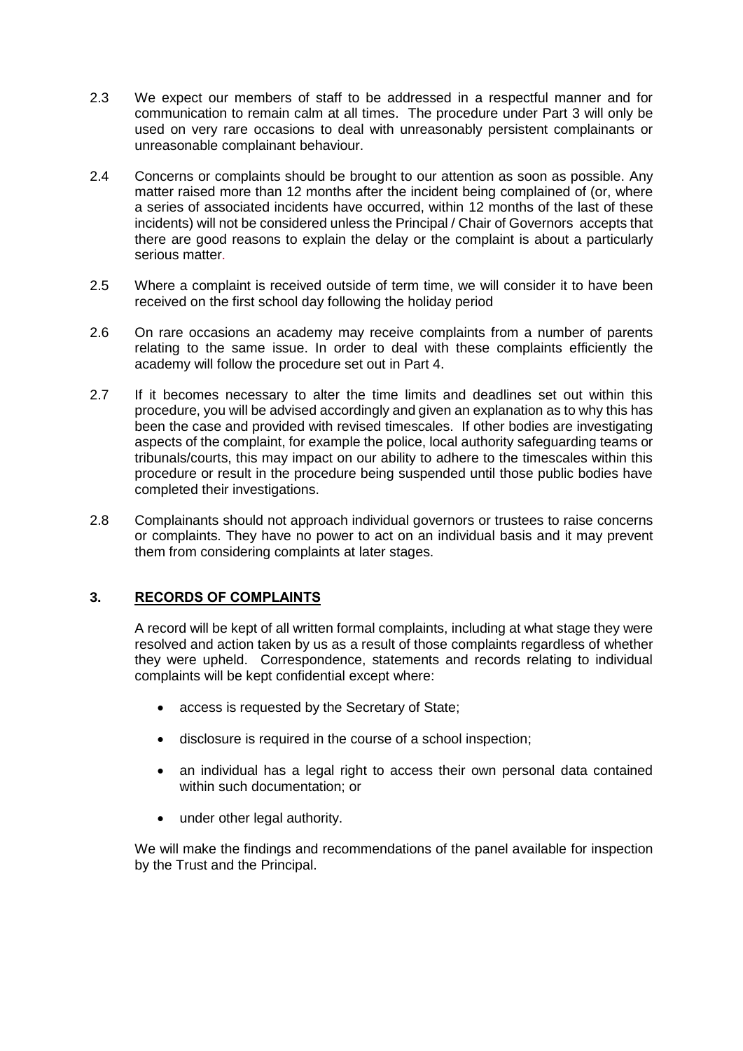2.3 We expect our members of staff to be addressed in a respectful manner and for communication to remain calm at all times. The procedure under Part 3 will only be used on very rare occasions to deal with unreasonably persistent complainants or unreasonable complainant behaviour.

2.4 Concerns or complaints should be brought to our attention as soon as possible. Any matter raised more than 12 months after the incident being complained of (or, where a series of associated incidents have occurred, within 12 months of the last of these incidents) will not be considered unless the Principal / Chair of Governors accepts that there are good reasons to explain the delay or the complaint is about a particularly serious matter.

2.5 Where a complaint is received outside of term time, we will consider it to have been received on the first school day following the holiday period

2.6 On rare occasions an academy may receive complaints from a number of parents relating to the same issue. In order to deal with these complaints efficiently the academy will follow the procedure set out in Part 4.

2.7 If it becomes necessary to alter the time limits and deadlines set out within this procedure, you will be advised accordingly and given an explanation as to why this has been the case and provided with revised timescales. If other bodies are investigating aspects of the complaint, for example the police, local authority safeguarding teams or tribunals/courts, this may impact on our ability to adhere to the timescales within this procedure or result in the procedure being suspended until those public bodies have completed their investigations.

2.8 Complainants should not approach individual governors or trustees to raise concerns or complaints. They have no power to act on an individual basis and it may prevent them from considering complaints at later stages.

## 3. RECORDS OF COMPLAINTS

A record will be kept of all written formal complaints, including at what stage they were resolved and action taken by us as a result of those complaints regardless of whether they were upheld. Correspondence, statements and records relating to individual complaints will be kept confidential except where:

- access is requested by the Secretary of State;
- disclosure is required in the course of a school inspection;
- an individual has a legal right to access their own personal data contained within such documentation; or
- under other legal authority.

We will make the findings and recommendations of the panel available for inspection by the Trust and the Principal.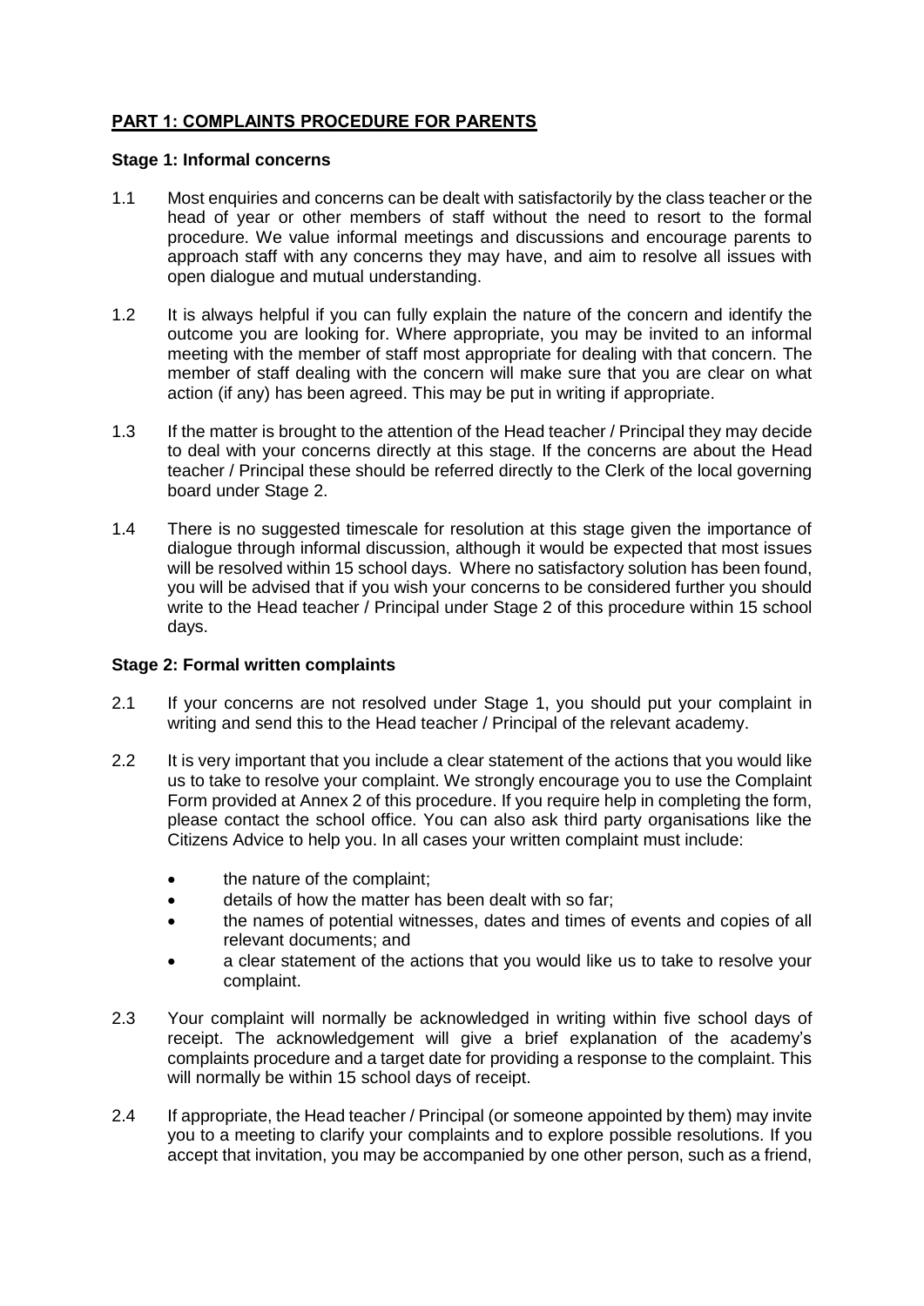## PART 1: COMPLAINTS PROCEDURE FOR PARENTS

### Stage 1: Informal concerns

1.1 Most enquiries and concerns can be dealt with satisfactorily by the class teacher or the head of year or other members of staff without the need to resort to the formal procedure. We value informal meetings and discussions and encourage parents to approach staff with any concerns they may have, and aim to resolve all issues with open dialogue and mutual understanding.

1.2 It is always helpful if you can fully explain the nature of the concern and identify the outcome you are looking for. Where appropriate, you may be invited to an informal meeting with the member of staff most appropriate for dealing with that concern. The member of staff dealing with the concern will make sure that you are clear on what action (if any) has been agreed. This may be put in writing if appropriate.

1.3 If the matter is brought to the attention of the Head teacher / Principal they may decide to deal with your concerns directly at this stage. If the concerns are about the Head teacher / Principal these should be referred directly to the Clerk of the local governing board under Stage 2.

1.4 There is no suggested timescale for resolution at this stage given the importance of dialogue through informal discussion, although it would be expected that most issues will be resolved within 15 school days. Where no satisfactory solution has been found, you will be advised that if you wish your concerns to be considered further you should write to the Head teacher / Principal under Stage 2 of this procedure within 15 school days.

### Stage 2: Formal written complaints

2.1 If your concerns are not resolved under Stage 1, you should put your complaint in writing and send this to the Head teacher / Principal of the relevant academy.

2.2 It is very important that you include a clear statement of the actions that you would like us to take to resolve your complaint. We strongly encourage you to use the Complaint Form provided at Annex 2 of this procedure. If you require help in completing the form, please contact the school office. You can also ask third party organisations like the Citizens Advice to help you. In all cases your written complaint must include:

- the nature of the complaint;
- details of how the matter has been dealt with so far;
- the names of potential witnesses, dates and times of events and copies of all relevant documents; and
- a clear statement of the actions that you would like us to take to resolve your complaint.

2.3 Your complaint will normally be acknowledged in writing within five school days of receipt. The acknowledgement will give a brief explanation of the academy's complaints procedure and a target date for providing a response to the complaint. This will normally be within 15 school days of receipt.

2.4 If appropriate, the Head teacher / Principal (or someone appointed by them) may invite you to a meeting to clarify your complaints and to explore possible resolutions. If you accept that invitation, you may be accompanied by one other person, such as a friend,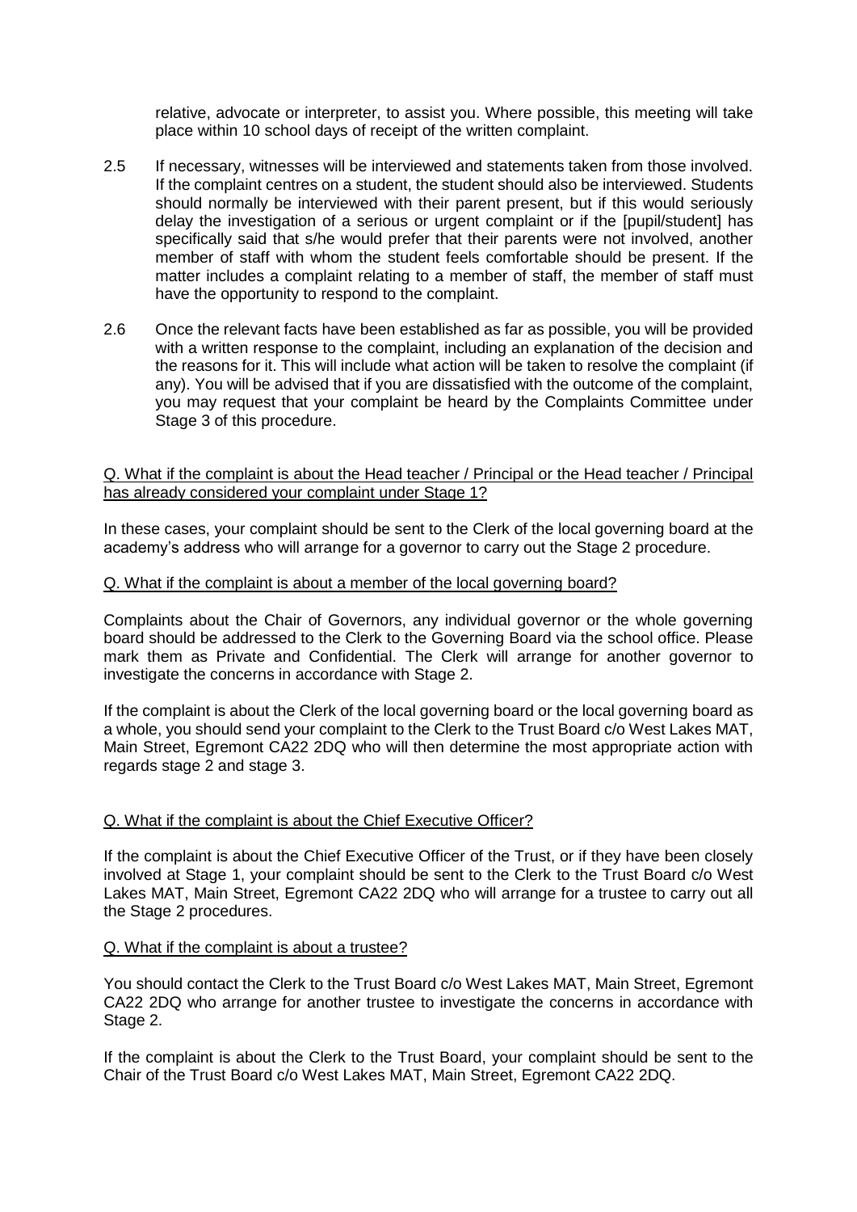relative, advocate or interpreter, to assist you. Where possible, this meeting will take place within 10 school days of receipt of the written complaint.

2.5 If necessary, witnesses will be interviewed and statements taken from those involved. If the complaint centres on a student, the student should also be interviewed. Students should normally be interviewed with their parent present, but if this would seriously delay the investigation of a serious or urgent complaint or if the [pupil/student] has specifically said that s/he would prefer that their parents were not involved, another member of staff with whom the student feels comfortable should be present. If the matter includes a complaint relating to a member of staff, the member of staff must have the opportunity to respond to the complaint.

2.6 Once the relevant facts have been established as far as possible, you will be provided with a written response to the complaint, including an explanation of the decision and the reasons for it. This will include what action will be taken to resolve the complaint (if any). You will be advised that if you are dissatisfied with the outcome of the complaint, you may request that your complaint be heard by the Complaints Committee under Stage 3 of this procedure.

<u>Q. What if the complaint is about the Head teacher / Principal or the Head teacher / Principal has already considered your complaint under Stage 1?</u>

In these cases, your complaint should be sent to the Clerk of the local governing board at the academy's address who will arrange for a governor to carry out the Stage 2 procedure.

<u>Q. What if the complaint is about a member of the local governing board?</u>

Complaints about the Chair of Governors, any individual governor or the whole governing board should be addressed to the Clerk to the Governing Board via the school office. Please mark them as Private and Confidential. The Clerk will arrange for another governor to investigate the concerns in accordance with Stage 2.

If the complaint is about the Clerk of the local governing board or the local governing board as a whole, you should send your complaint to the Clerk to the Trust Board c/o West Lakes MAT, Main Street, Egremont CA22 2DQ who will then determine the most appropriate action with regards stage 2 and stage 3.

<u>Q. What if the complaint is about the Chief Executive Officer?</u>

If the complaint is about the Chief Executive Officer of the Trust, or if they have been closely involved at Stage 1, your complaint should be sent to the Clerk to the Trust Board c/o West Lakes MAT, Main Street, Egremont CA22 2DQ who will arrange for a trustee to carry out all the Stage 2 procedures.

<u>Q. What if the complaint is about a trustee?</u>

You should contact the Clerk to the Trust Board c/o West Lakes MAT, Main Street, Egremont CA22 2DQ who arrange for another trustee to investigate the concerns in accordance with Stage 2.

If the complaint is about the Clerk to the Trust Board, your complaint should be sent to the Chair of the Trust Board c/o West Lakes MAT, Main Street, Egremont CA22 2DQ.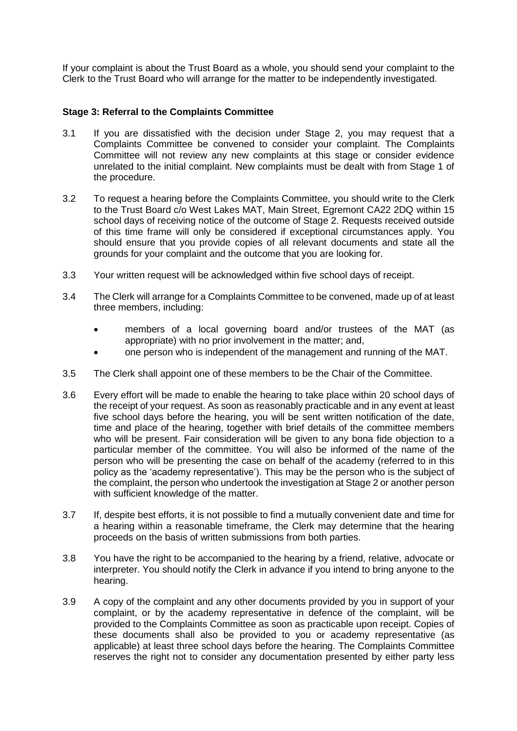If your complaint is about the Trust Board as a whole, you should send your complaint to the Clerk to the Trust Board who will arrange for the matter to be independently investigated.

**Stage 3: Referral to the Complaints Committee**

3.1 If you are dissatisfied with the decision under Stage 2, you may request that a Complaints Committee be convened to consider your complaint. The Complaints Committee will not review any new complaints at this stage or consider evidence unrelated to the initial complaint. New complaints must be dealt with from Stage 1 of the procedure.

3.2 To request a hearing before the Complaints Committee, you should write to the Clerk to the Trust Board c/o West Lakes MAT, Main Street, Egremont CA22 2DQ within 15 school days of receiving notice of the outcome of Stage 2. Requests received outside of this time frame will only be considered if exceptional circumstances apply. You should ensure that you provide copies of all relevant documents and state all the grounds for your complaint and the outcome that you are looking for.

3.3 Your written request will be acknowledged within five school days of receipt.

3.4 The Clerk will arrange for a Complaints Committee to be convened, made up of at least three members, including:

- members of a local governing board and/or trustees of the MAT (as appropriate) with no prior involvement in the matter; and,
- one person who is independent of the management and running of the MAT.

3.5 The Clerk shall appoint one of these members to be the Chair of the Committee.

3.6 Every effort will be made to enable the hearing to take place within 20 school days of the receipt of your request. As soon as reasonably practicable and in any event at least five school days before the hearing, you will be sent written notification of the date, time and place of the hearing, together with brief details of the committee members who will be present. Fair consideration will be given to any bona fide objection to a particular member of the committee. You will also be informed of the name of the person who will be presenting the case on behalf of the academy (referred to in this policy as the 'academy representative'). This may be the person who is the subject of the complaint, the person who undertook the investigation at Stage 2 or another person with sufficient knowledge of the matter.

3.7 If, despite best efforts, it is not possible to find a mutually convenient date and time for a hearing within a reasonable timeframe, the Clerk may determine that the hearing proceeds on the basis of written submissions from both parties.

3.8 You have the right to be accompanied to the hearing by a friend, relative, advocate or interpreter. You should notify the Clerk in advance if you intend to bring anyone to the hearing.

3.9 A copy of the complaint and any other documents provided by you in support of your complaint, or by the academy representative in defence of the complaint, will be provided to the Complaints Committee as soon as practicable upon receipt. Copies of these documents shall also be provided to you or academy representative (as applicable) at least three school days before the hearing. The Complaints Committee reserves the right not to consider any documentation presented by either party less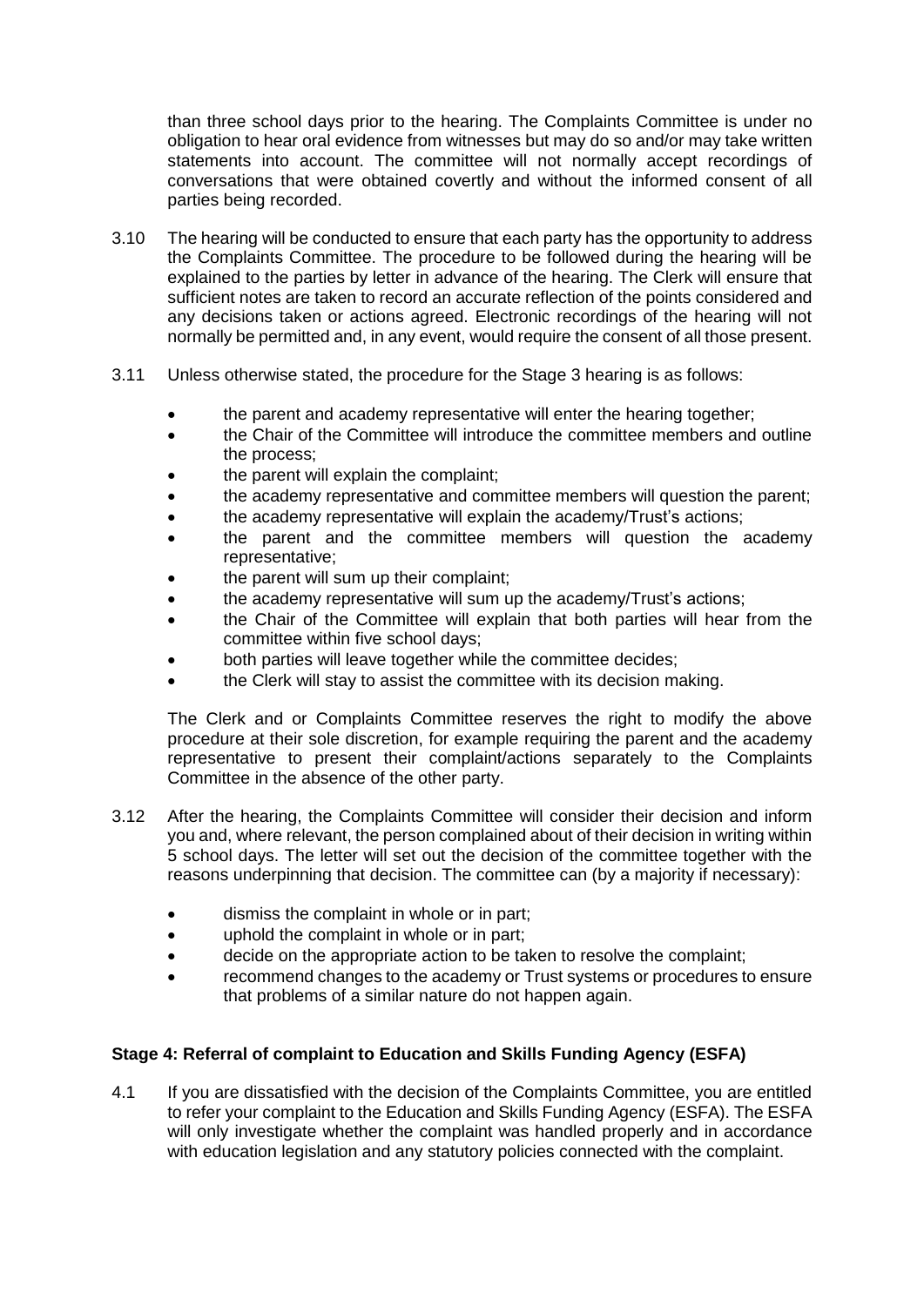than three school days prior to the hearing. The Complaints Committee is under no obligation to hear oral evidence from witnesses but may do so and/or may take written statements into account. The committee will not normally accept recordings of conversations that were obtained covertly and without the informed consent of all parties being recorded.

3.10 The hearing will be conducted to ensure that each party has the opportunity to address the Complaints Committee. The procedure to be followed during the hearing will be explained to the parties by letter in advance of the hearing. The Clerk will ensure that sufficient notes are taken to record an accurate reflection of the points considered and any decisions taken or actions agreed. Electronic recordings of the hearing will not normally be permitted and, in any event, would require the consent of all those present.

3.11 Unless otherwise stated, the procedure for the Stage 3 hearing is as follows:

- the parent and academy representative will enter the hearing together;
- the Chair of the Committee will introduce the committee members and outline the process;
- the parent will explain the complaint;
- the academy representative and committee members will question the parent;
- the academy representative will explain the academy/Trust's actions;
- the parent and the committee members will question the academy representative;
- the parent will sum up their complaint;
- the academy representative will sum up the academy/Trust's actions;
- the Chair of the Committee will explain that both parties will hear from the committee within five school days;
- both parties will leave together while the committee decides;
- the Clerk will stay to assist the committee with its decision making.

The Clerk and or Complaints Committee reserves the right to modify the above procedure at their sole discretion, for example requiring the parent and the academy representative to present their complaint/actions separately to the Complaints Committee in the absence of the other party.

3.12 After the hearing, the Complaints Committee will consider their decision and inform you and, where relevant, the person complained about of their decision in writing within 5 school days. The letter will set out the decision of the committee together with the reasons underpinning that decision. The committee can (by a majority if necessary):

- dismiss the complaint in whole or in part;
- uphold the complaint in whole or in part;
- decide on the appropriate action to be taken to resolve the complaint;
- recommend changes to the academy or Trust systems or procedures to ensure that problems of a similar nature do not happen again.

**Stage 4: Referral of complaint to Education and Skills Funding Agency (ESFA)**

4.1 If you are dissatisfied with the decision of the Complaints Committee, you are entitled to refer your complaint to the Education and Skills Funding Agency (ESFA). The ESFA will only investigate whether the complaint was handled properly and in accordance with education legislation and any statutory policies connected with the complaint.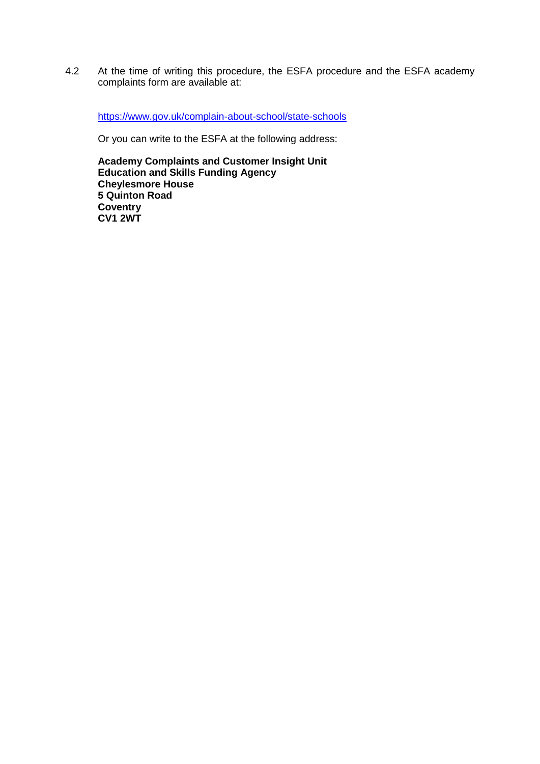4.2 At the time of writing this procedure, the ESFA procedure and the ESFA academy complaints form are available at:

https://www.gov.uk/complain-about-school/state-schools

Or you can write to the ESFA at the following address:

**Academy Complaints and Customer Insight Unit**
**Education and Skills Funding Agency**
**Cheylesmore House**
**5 Quinton Road**
**Coventry**
**CV1 2WT**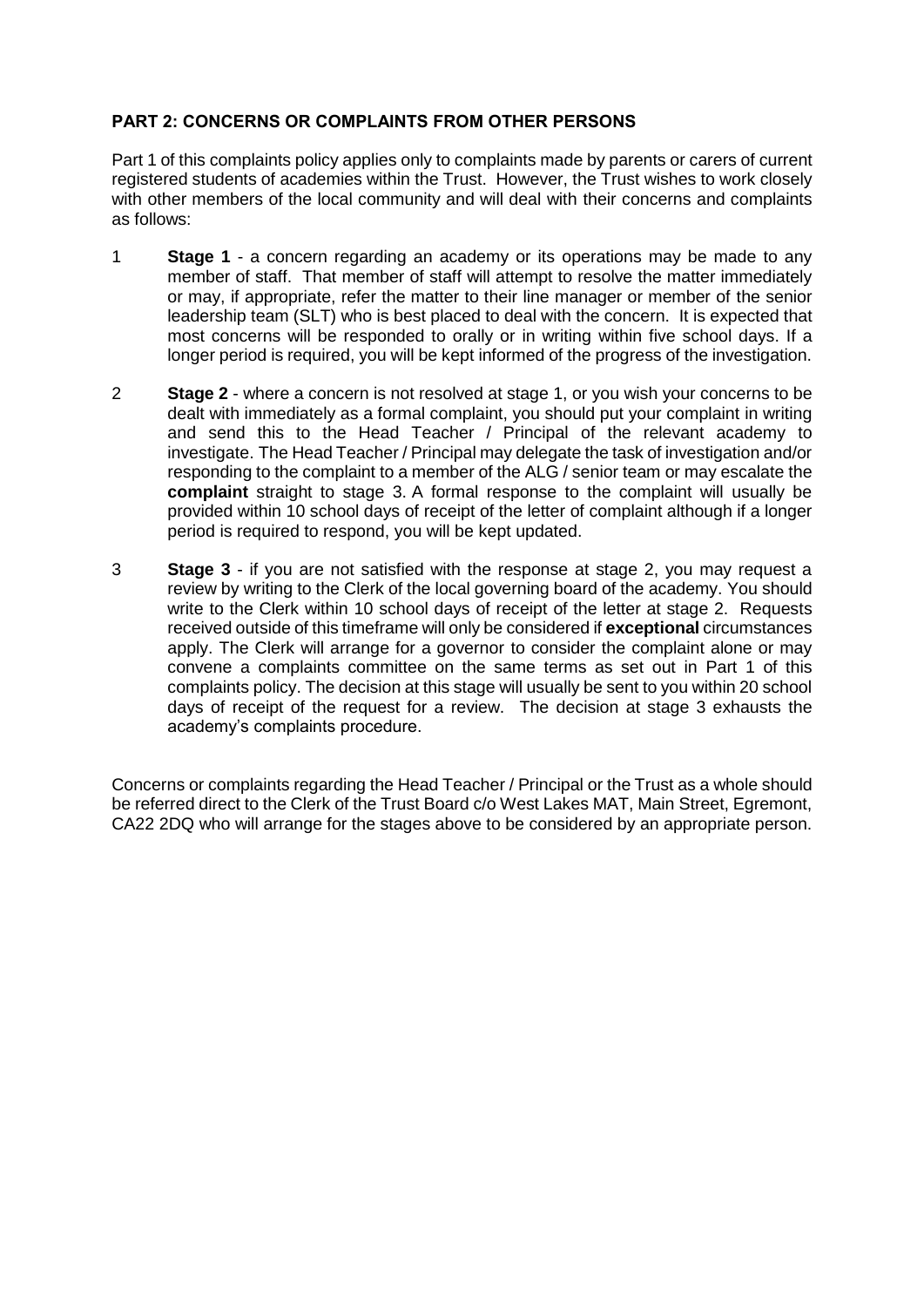## PART 2: CONCERNS OR COMPLAINTS FROM OTHER PERSONS

Part 1 of this complaints policy applies only to complaints made by parents or carers of current registered students of academies within the Trust. However, the Trust wishes to work closely with other members of the local community and will deal with their concerns and complaints as follows:

1. **Stage 1** - a concern regarding an academy or its operations may be made to any member of staff. That member of staff will attempt to resolve the matter immediately or may, if appropriate, refer the matter to their line manager or member of the senior leadership team (SLT) who is best placed to deal with the concern. It is expected that most concerns will be responded to orally or in writing within five school days. If a longer period is required, you will be kept informed of the progress of the investigation.

2. **Stage 2** - where a concern is not resolved at stage 1, or you wish your concerns to be dealt with immediately as a formal complaint, you should put your complaint in writing and send this to the Head Teacher / Principal of the relevant academy to investigate. The Head Teacher / Principal may delegate the task of investigation and/or responding to the complaint to a member of the ALG / senior team or may escalate the **complaint** straight to stage 3. A formal response to the complaint will usually be provided within 10 school days of receipt of the letter of complaint although if a longer period is required to respond, you will be kept updated.

3. **Stage 3** - if you are not satisfied with the response at stage 2, you may request a review by writing to the Clerk of the local governing board of the academy. You should write to the Clerk within 10 school days of receipt of the letter at stage 2. Requests received outside of this timeframe will only be considered if **exceptional** circumstances apply. The Clerk will arrange for a governor to consider the complaint alone or may convene a complaints committee on the same terms as set out in Part 1 of this complaints policy. The decision at this stage will usually be sent to you within 20 school days of receipt of the request for a review. The decision at stage 3 exhausts the academy's complaints procedure.

Concerns or complaints regarding the Head Teacher / Principal or the Trust as a whole should be referred direct to the Clerk of the Trust Board c/o West Lakes MAT, Main Street, Egremont, CA22 2DQ who will arrange for the stages above to be considered by an appropriate person.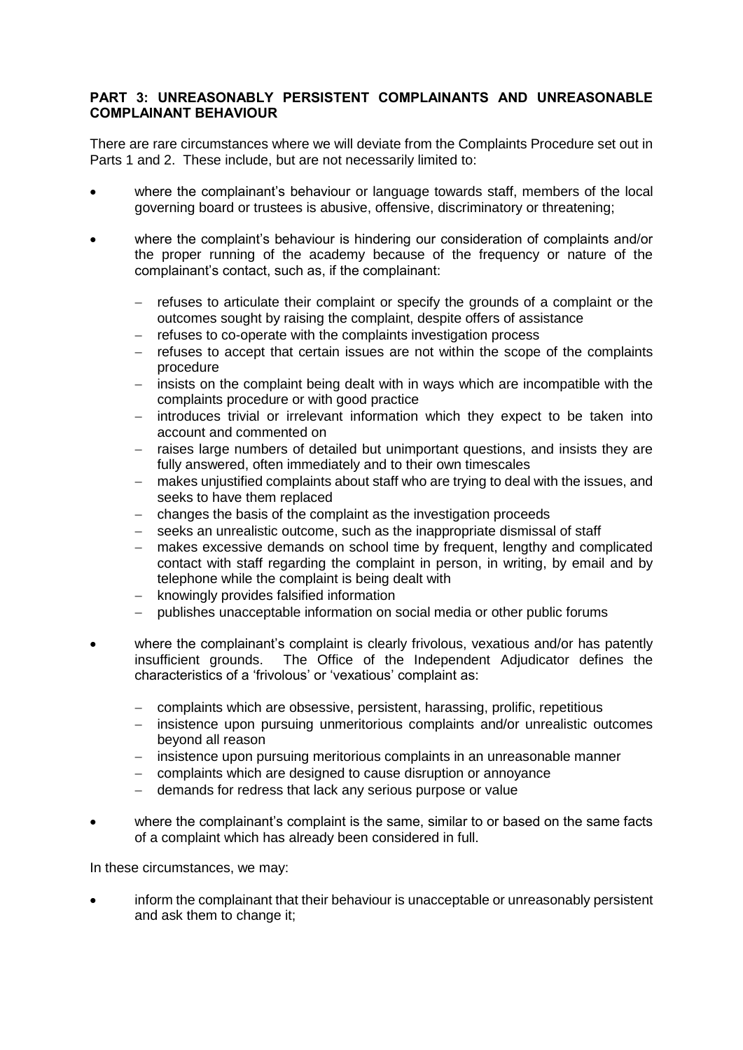## PART 3: UNREASONABLY PERSISTENT COMPLAINANTS AND UNREASONABLE COMPLAINANT BEHAVIOUR

There are rare circumstances where we will deviate from the Complaints Procedure set out in Parts 1 and 2. These include, but are not necessarily limited to:

- where the complainant's behaviour or language towards staff, members of the local governing board or trustees is abusive, offensive, discriminatory or threatening;
- where the complaint's behaviour is hindering our consideration of complaints and/or the proper running of the academy because of the frequency or nature of the complainant's contact, such as, if the complainant:
  - refuses to articulate their complaint or specify the grounds of a complaint or the outcomes sought by raising the complaint, despite offers of assistance
  - refuses to co-operate with the complaints investigation process
  - refuses to accept that certain issues are not within the scope of the complaints procedure
  - insists on the complaint being dealt with in ways which are incompatible with the complaints procedure or with good practice
  - introduces trivial or irrelevant information which they expect to be taken into account and commented on
  - raises large numbers of detailed but unimportant questions, and insists they are fully answered, often immediately and to their own timescales
  - makes unjustified complaints about staff who are trying to deal with the issues, and seeks to have them replaced
  - changes the basis of the complaint as the investigation proceeds
  - seeks an unrealistic outcome, such as the inappropriate dismissal of staff
  - makes excessive demands on school time by frequent, lengthy and complicated contact with staff regarding the complaint in person, in writing, by email and by telephone while the complaint is being dealt with
  - knowingly provides falsified information
  - publishes unacceptable information on social media or other public forums
- where the complainant's complaint is clearly frivolous, vexatious and/or has patently insufficient grounds. The Office of the Independent Adjudicator defines the characteristics of a 'frivolous' or 'vexatious' complaint as:
  - complaints which are obsessive, persistent, harassing, prolific, repetitious
  - insistence upon pursuing unmeritorious complaints and/or unrealistic outcomes beyond all reason
  - insistence upon pursuing meritorious complaints in an unreasonable manner
  - complaints which are designed to cause disruption or annoyance
  - demands for redress that lack any serious purpose or value
- where the complainant's complaint is the same, similar to or based on the same facts of a complaint which has already been considered in full.

In these circumstances, we may:

- inform the complainant that their behaviour is unacceptable or unreasonably persistent and ask them to change it;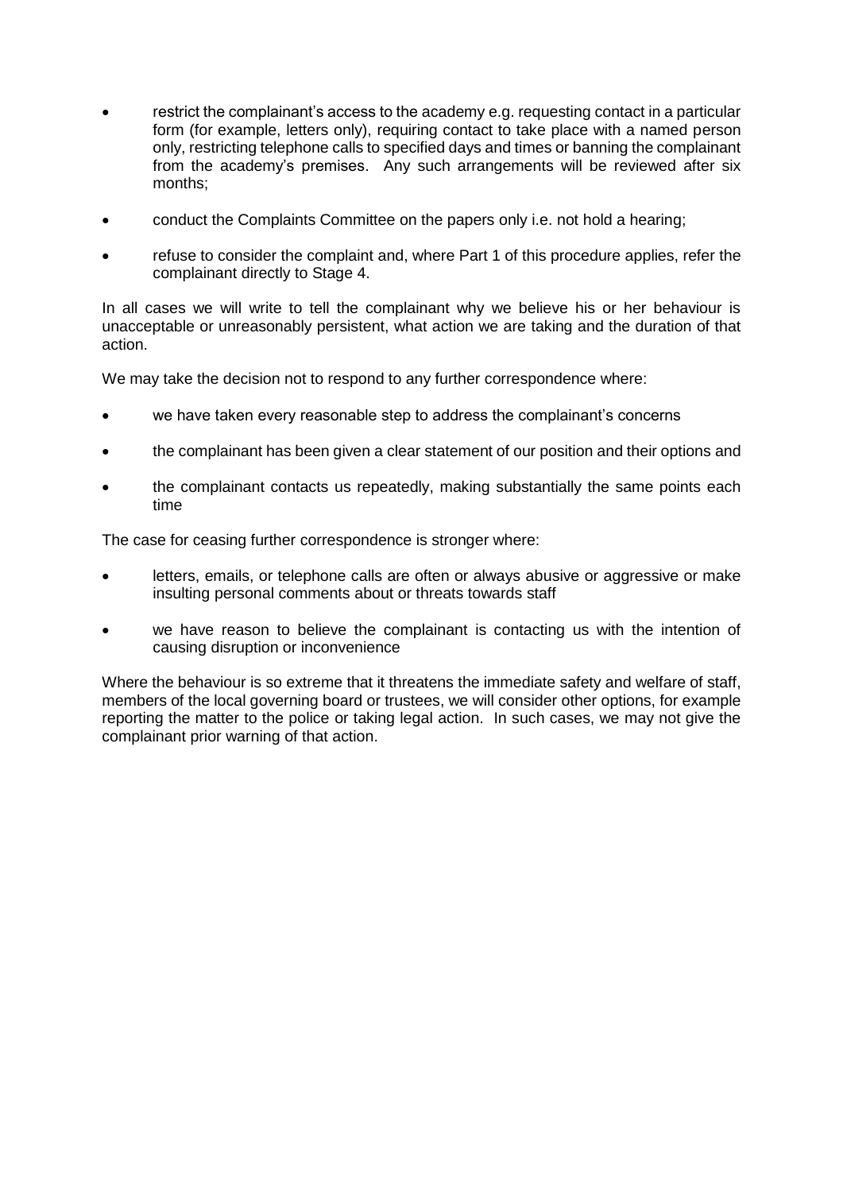- restrict the complainant's access to the academy e.g. requesting contact in a particular form (for example, letters only), requiring contact to take place with a named person only, restricting telephone calls to specified days and times or banning the complainant from the academy's premises. Any such arrangements will be reviewed after six months;

- conduct the Complaints Committee on the papers only i.e. not hold a hearing;

- refuse to consider the complaint and, where Part 1 of this procedure applies, refer the complainant directly to Stage 4.

In all cases we will write to tell the complainant why we believe his or her behaviour is unacceptable or unreasonably persistent, what action we are taking and the duration of that action.

We may take the decision not to respond to any further correspondence where:

- we have taken every reasonable step to address the complainant's concerns

- the complainant has been given a clear statement of our position and their options and

- the complainant contacts us repeatedly, making substantially the same points each time

The case for ceasing further correspondence is stronger where:

- letters, emails, or telephone calls are often or always abusive or aggressive or make insulting personal comments about or threats towards staff

- we have reason to believe the complainant is contacting us with the intention of causing disruption or inconvenience

Where the behaviour is so extreme that it threatens the immediate safety and welfare of staff, members of the local governing board or trustees, we will consider other options, for example reporting the matter to the police or taking legal action. In such cases, we may not give the complainant prior warning of that action.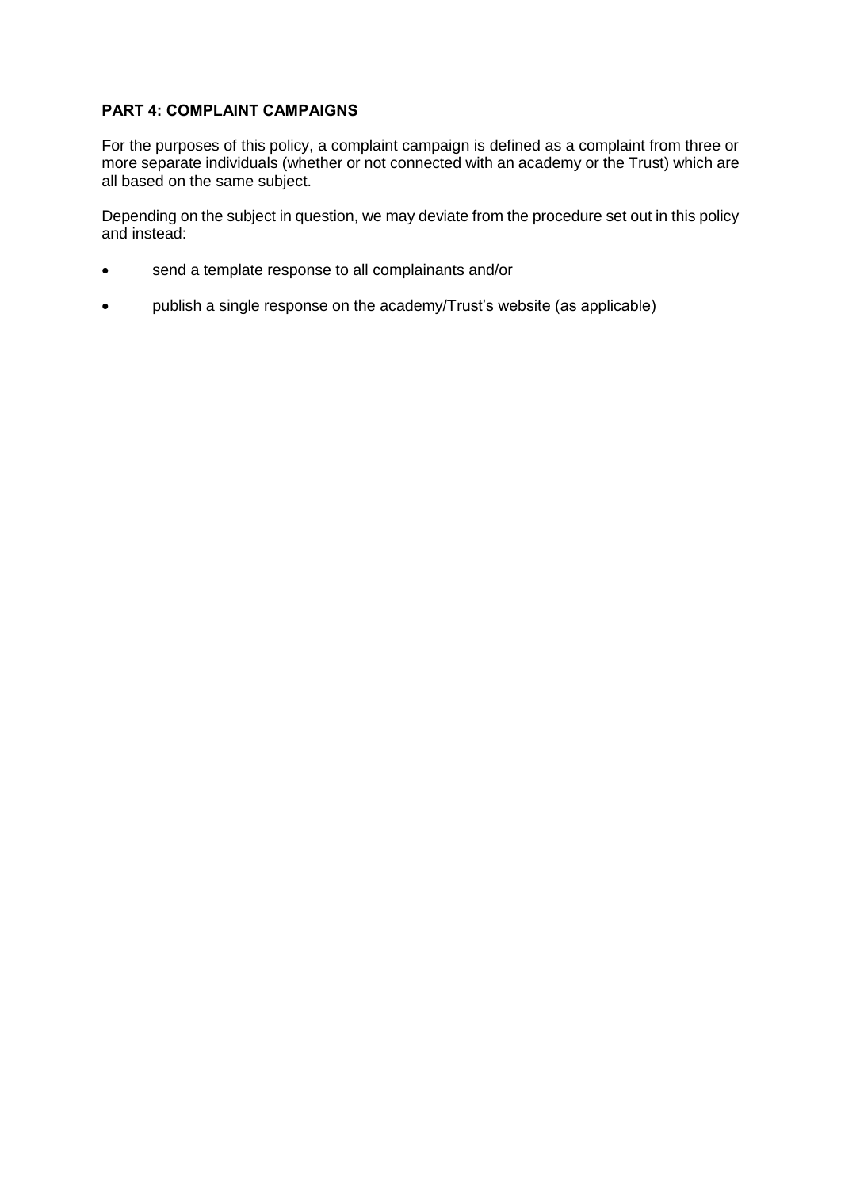## PART 4: COMPLAINT CAMPAIGNS

For the purposes of this policy, a complaint campaign is defined as a complaint from three or more separate individuals (whether or not connected with an academy or the Trust) which are all based on the same subject.

Depending on the subject in question, we may deviate from the procedure set out in this policy and instead:

- send a template response to all complainants and/or
- publish a single response on the academy/Trust's website (as applicable)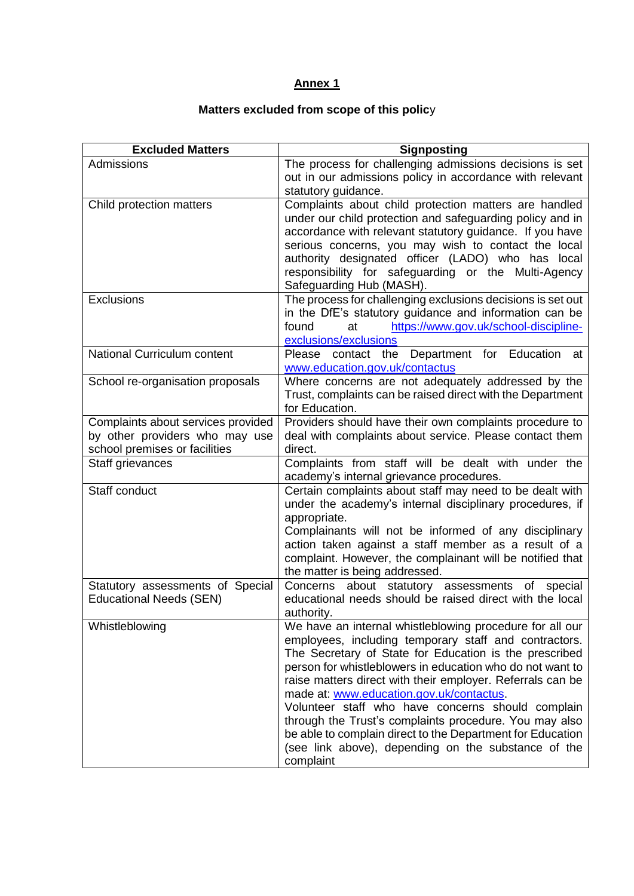## Annex 1

### Matters excluded from scope of this policy

| Excluded Matters | Signposting |
| --- | --- |
| Admissions | The process for challenging admissions decisions is set out in our admissions policy in accordance with relevant statutory guidance. |
| Child protection matters | Complaints about child protection matters are handled under our child protection and safeguarding policy and in accordance with relevant statutory guidance. If you have serious concerns, you may wish to contact the local authority designated officer (LADO) who has local responsibility for safeguarding or the Multi-Agency Safeguarding Hub (MASH). |
| Exclusions | The process for challenging exclusions decisions is set out in the DfE's statutory guidance and information can be found at [https://www.gov.uk/school-discipline-exclusions/exclusions](https://www.gov.uk/school-discipline-exclusions/exclusions) |
| National Curriculum content | Please contact the Department for Education at [www.education.gov.uk/contactus](www.education.gov.uk/contactus) |
| School re-organisation proposals | Where concerns are not adequately addressed by the Trust, complaints can be raised direct with the Department for Education. |
| Complaints about services provided by other providers who may use school premises or facilities | Providers should have their own complaints procedure to deal with complaints about service. Please contact them direct. |
| Staff grievances | Complaints from staff will be dealt with under the academy's internal grievance procedures. |
| Staff conduct | Certain complaints about staff may need to be dealt with under the academy's internal disciplinary procedures, if appropriate.<br>Complainants will not be informed of any disciplinary action taken against a staff member as a result of a complaint. However, the complainant will be notified that the matter is being addressed. |
| Statutory assessments of Special Educational Needs (SEN) | Concerns about statutory assessments of special educational needs should be raised direct with the local authority. |
| Whistleblowing | We have an internal whistleblowing procedure for all our employees, including temporary staff and contractors.<br>The Secretary of State for Education is the prescribed person for whistleblowers in education who do not want to raise matters direct with their employer. Referrals can be made at: [www.education.gov.uk/contactus](www.education.gov.uk/contactus).<br>Volunteer staff who have concerns should complain through the Trust's complaints procedure. You may also be able to complain direct to the Department for Education (see link above), depending on the substance of the complaint |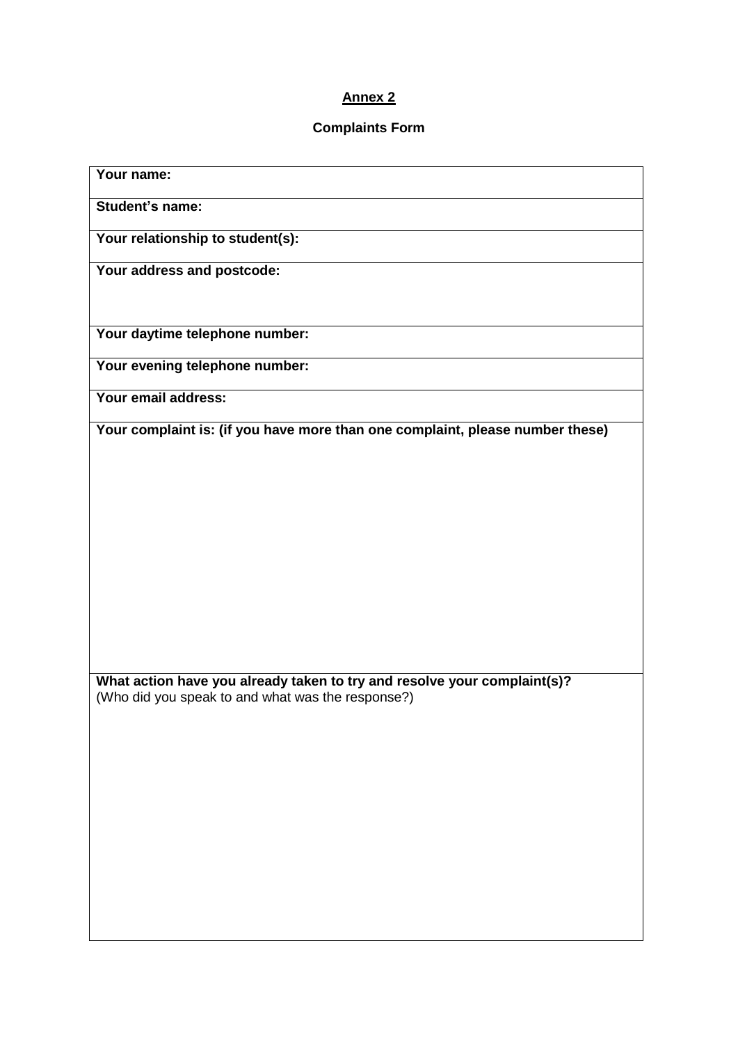**Annex 2**

**Complaints Form**

| **Your name:** |
|---|
| **Student's name:** |
| **Your relationship to student(s):** |
| **Your address and postcode:** |
| **Your daytime telephone number:** |
| **Your evening telephone number:** |
| **Your email address:** |
| **Your complaint is: (if you have more than one complaint, please number these)** |
| **What action have you already taken to try and resolve your complaint(s)?** (Who did you speak to and what was the response?) |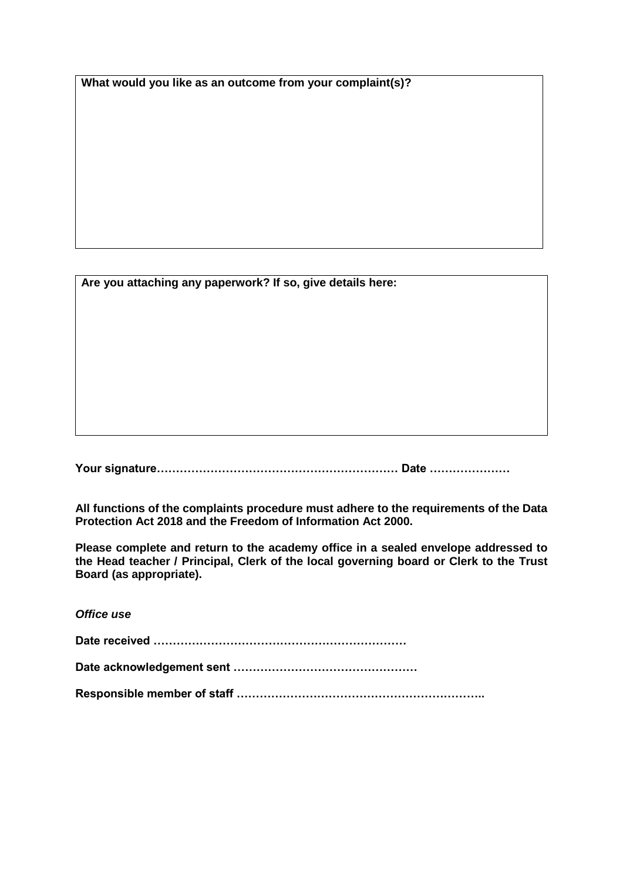| What would you like as an outcome from your complaint(s)? |
| --- |
| |

| Are you attaching any paperwork? If so, give details here: |
| --- |
| |

**Your signature……………………………………………………… Date …………………**

**All functions of the complaints procedure must adhere to the requirements of the Data Protection Act 2018 and the Freedom of Information Act 2000.**

**Please complete and return to the academy office in a sealed envelope addressed to the Head teacher / Principal, Clerk of the local governing board or Clerk to the Trust Board (as appropriate).**

***Office use***

**Date received …………………………………………………………**

**Date acknowledgement sent …………………………………………**

**Responsible member of staff ………………………………………………………..**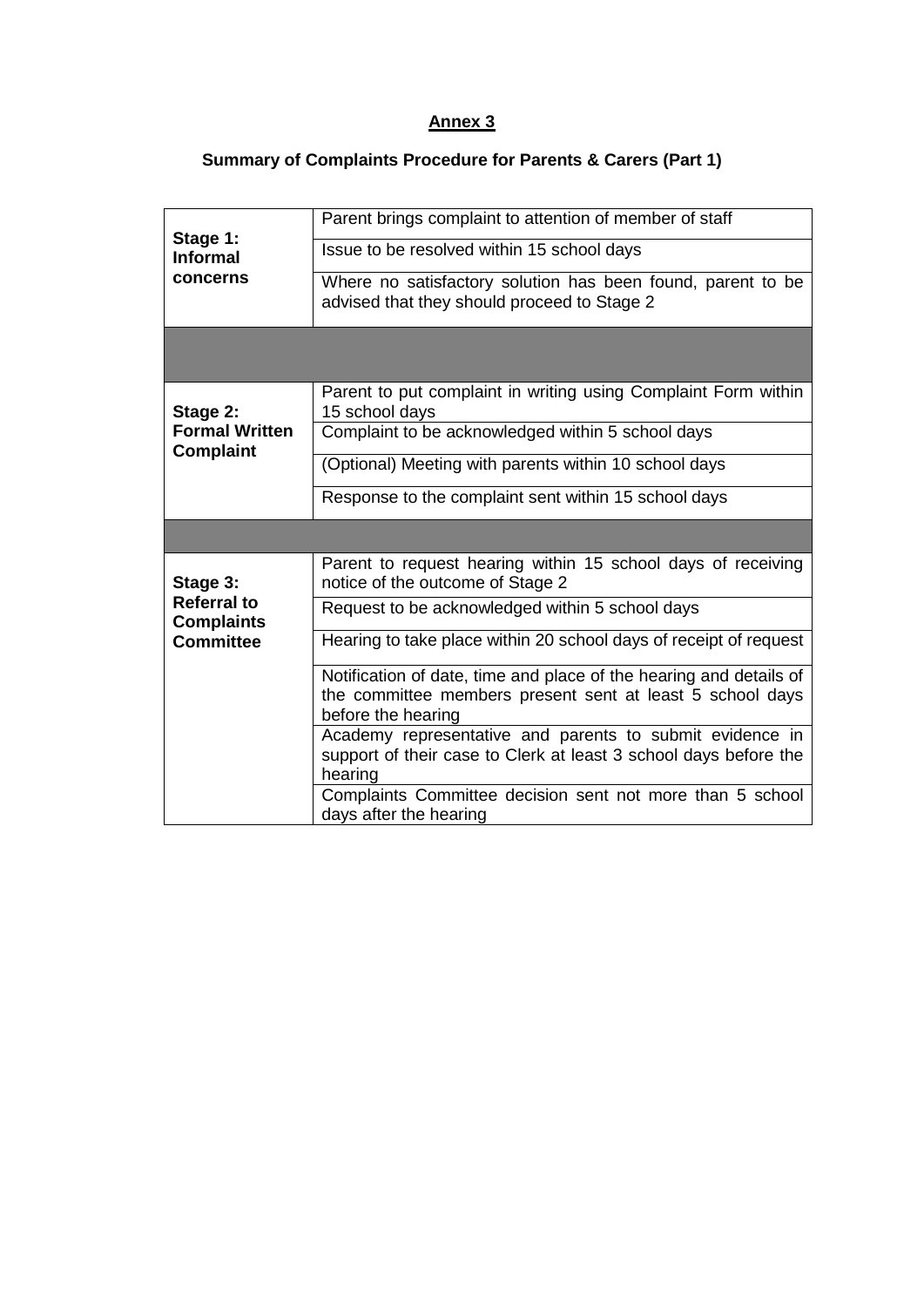**Annex 3**

**Summary of Complaints Procedure for Parents & Carers (Part 1)**

| | |
|---|---|
| **Stage 1: Informal concerns** | Parent brings complaint to attention of member of staff |
| | Issue to be resolved within 15 school days |
| | Where no satisfactory solution has been found, parent to be advised that they should proceed to Stage 2 |
| | |
| **Stage 2: Formal Written Complaint** | Parent to put complaint in writing using Complaint Form within 15 school days |
| | Complaint to be acknowledged within 5 school days |
| | (Optional) Meeting with parents within 10 school days |
| | Response to the complaint sent within 15 school days |
| | |
| **Stage 3: Referral to Complaints Committee** | Parent to request hearing within 15 school days of receiving notice of the outcome of Stage 2 |
| | Request to be acknowledged within 5 school days |
| | Hearing to take place within 20 school days of receipt of request |
| | Notification of date, time and place of the hearing and details of the committee members present sent at least 5 school days before the hearing |
| | Academy representative and parents to submit evidence in support of their case to Clerk at least 3 school days before the hearing |
| | Complaints Committee decision sent not more than 5 school days after the hearing |